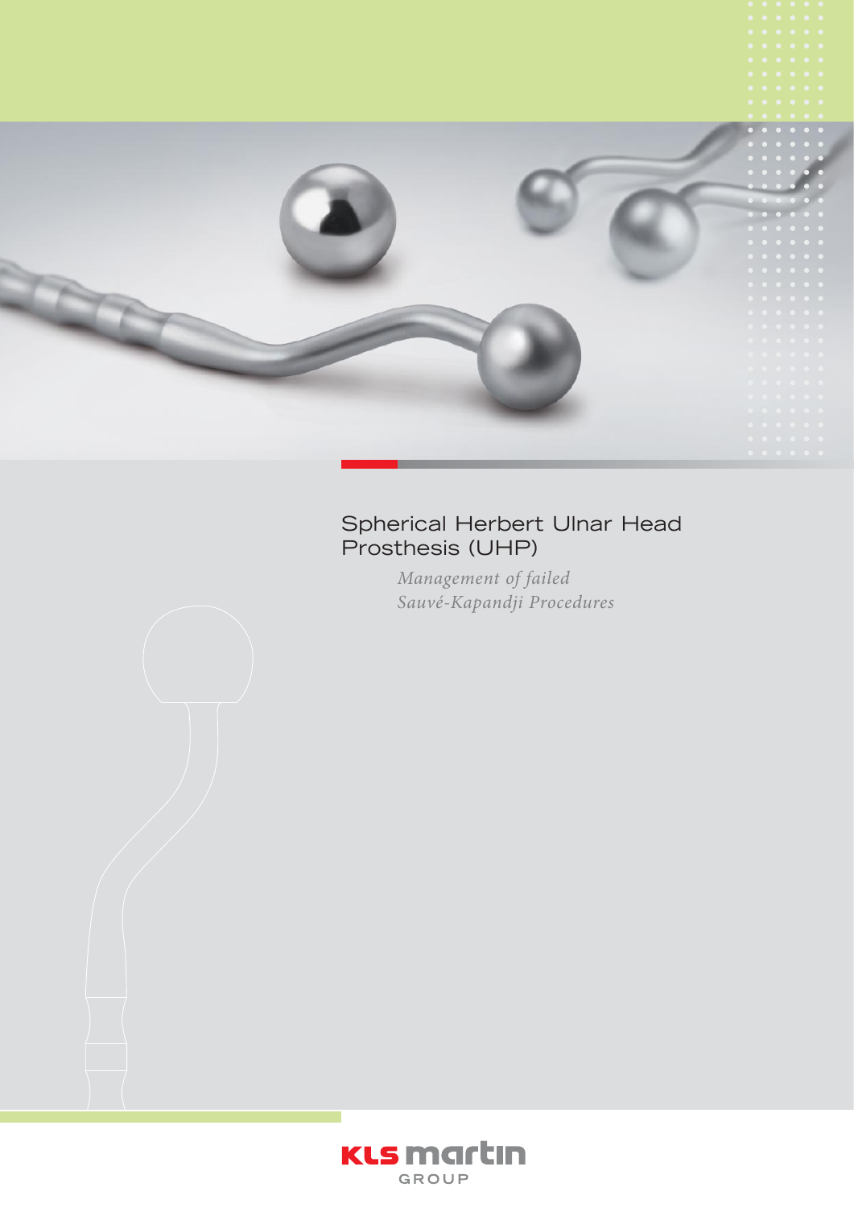# Spherical Herbert Ulnar Head Prosthesis (UHP)

*Management of failed Sauvé-Kapandji Procedures*

KLS martin GROUP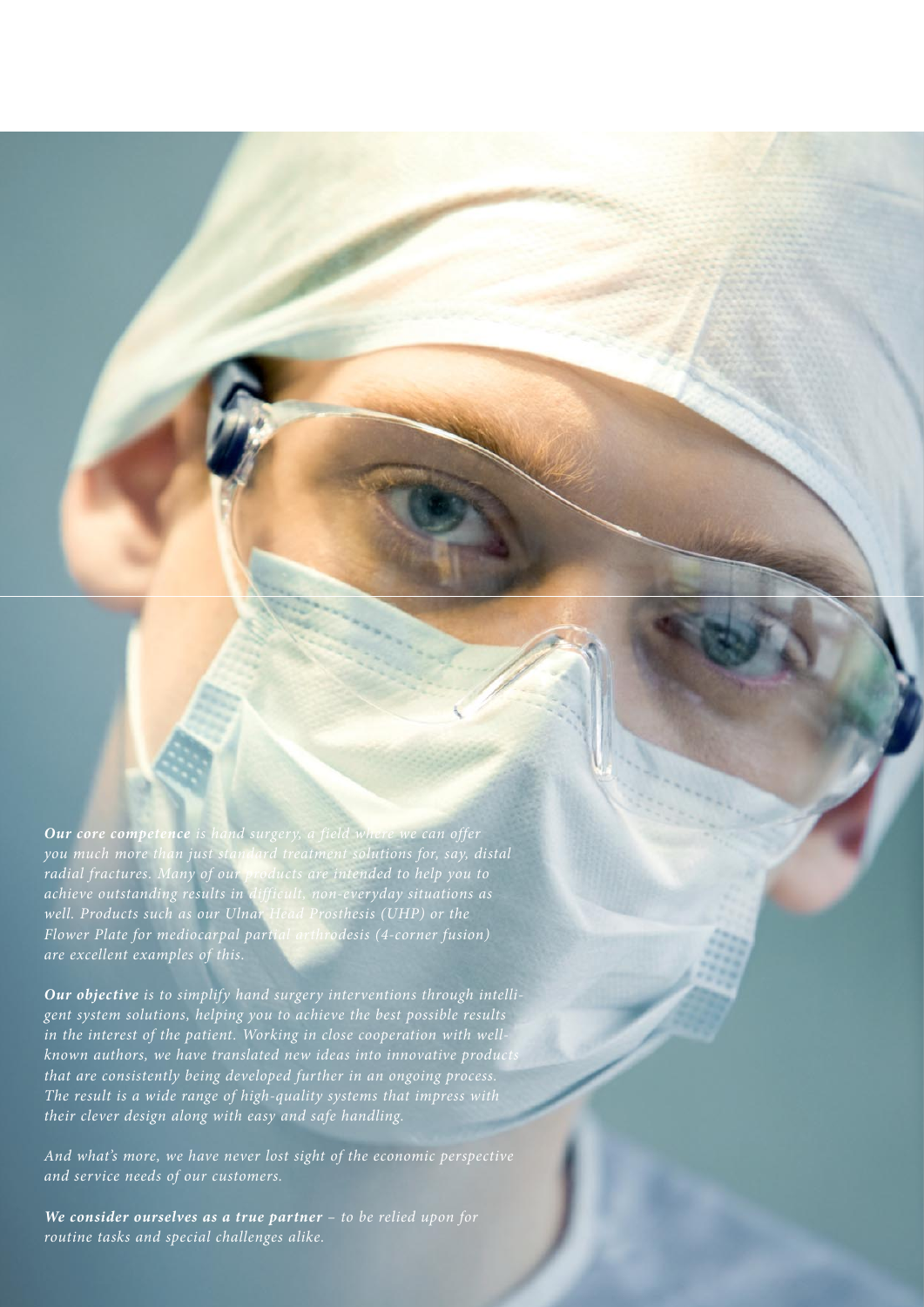***Our core competence*** *is hand surgery, a field where we can offer you much more than just standard treatment solutions for, say, distal radial fractures. Many of our products are intended to help you to achieve outstanding results in difficult, non-everyday situations as well. Products such as our Ulnar Head Prosthesis (UHP) or the Flower Plate for mediocarpal partial arthrodesis (4-corner fusion) are excellent examples of this.*

***Our objective*** *is to simplify hand surgery interventions through intelligent system solutions, helping you to achieve the best possible results in the interest of the patient. Working in close cooperation with well-known authors, we have translated new ideas into innovative products that are consistently being developed further in an ongoing process. The result is a wide range of high-quality systems that impress with their clever design along with easy and safe handling.*

*And what's more, we have never lost sight of the economic perspective and service needs of our customers.*

***We consider ourselves as a true partner*** *– to be relied upon for routine tasks and special challenges alike.*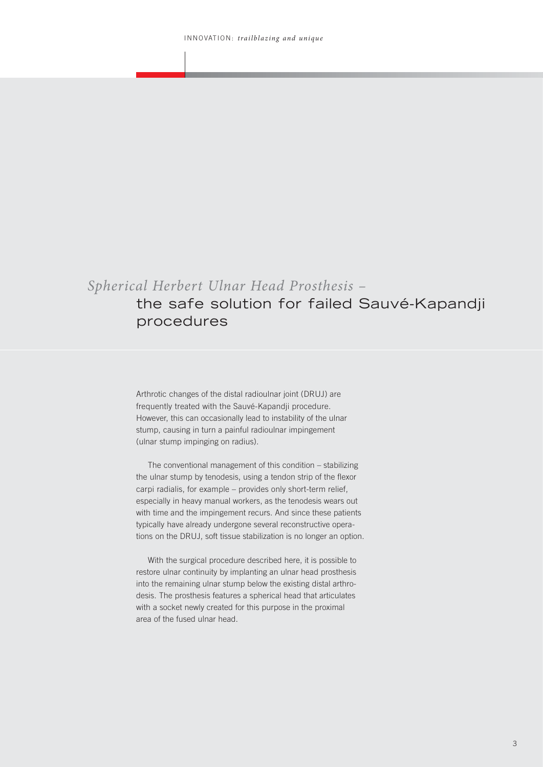# *Spherical Herbert Ulnar Head Prosthesis –* the safe solution for failed Sauvé-Kapandji procedures

Arthrotic changes of the distal radioulnar joint (DRUJ) are frequently treated with the Sauvé-Kapandji procedure. However, this can occasionally lead to instability of the ulnar stump, causing in turn a painful radioulnar impingement (ulnar stump impinging on radius).

The conventional management of this condition – stabilizing the ulnar stump by tenodesis, using a tendon strip of the flexor carpi radialis, for example – provides only short-term relief, especially in heavy manual workers, as the tenodesis wears out with time and the impingement recurs. And since these patients typically have already undergone several reconstructive operations on the DRUJ, soft tissue stabilization is no longer an option.

With the surgical procedure described here, it is possible to restore ulnar continuity by implanting an ulnar head prosthesis into the remaining ulnar stump below the existing distal arthrodesis. The prosthesis features a spherical head that articulates with a socket newly created for this purpose in the proximal area of the fused ulnar head.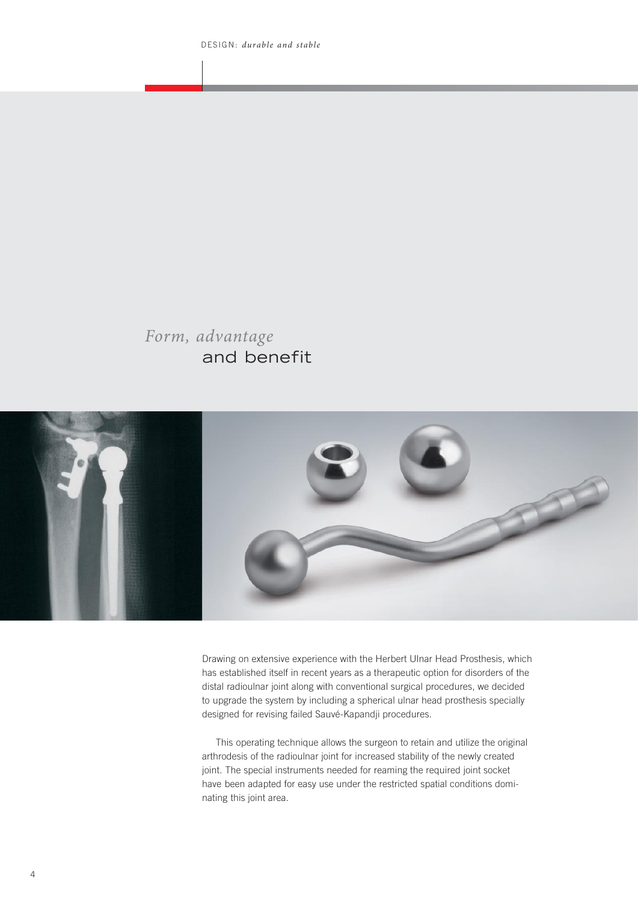## *Form, advantage* and benefit

Drawing on extensive experience with the Herbert Ulnar Head Prosthesis, which has established itself in recent years as a therapeutic option for disorders of the distal radioulnar joint along with conventional surgical procedures, we decided to upgrade the system by including a spherical ulnar head prosthesis specially designed for revising failed Sauvé-Kapandji procedures.

This operating technique allows the surgeon to retain and utilize the original arthrodesis of the radioulnar joint for increased stability of the newly created joint. The special instruments needed for reaming the required joint socket have been adapted for easy use under the restricted spatial conditions dominating this joint area.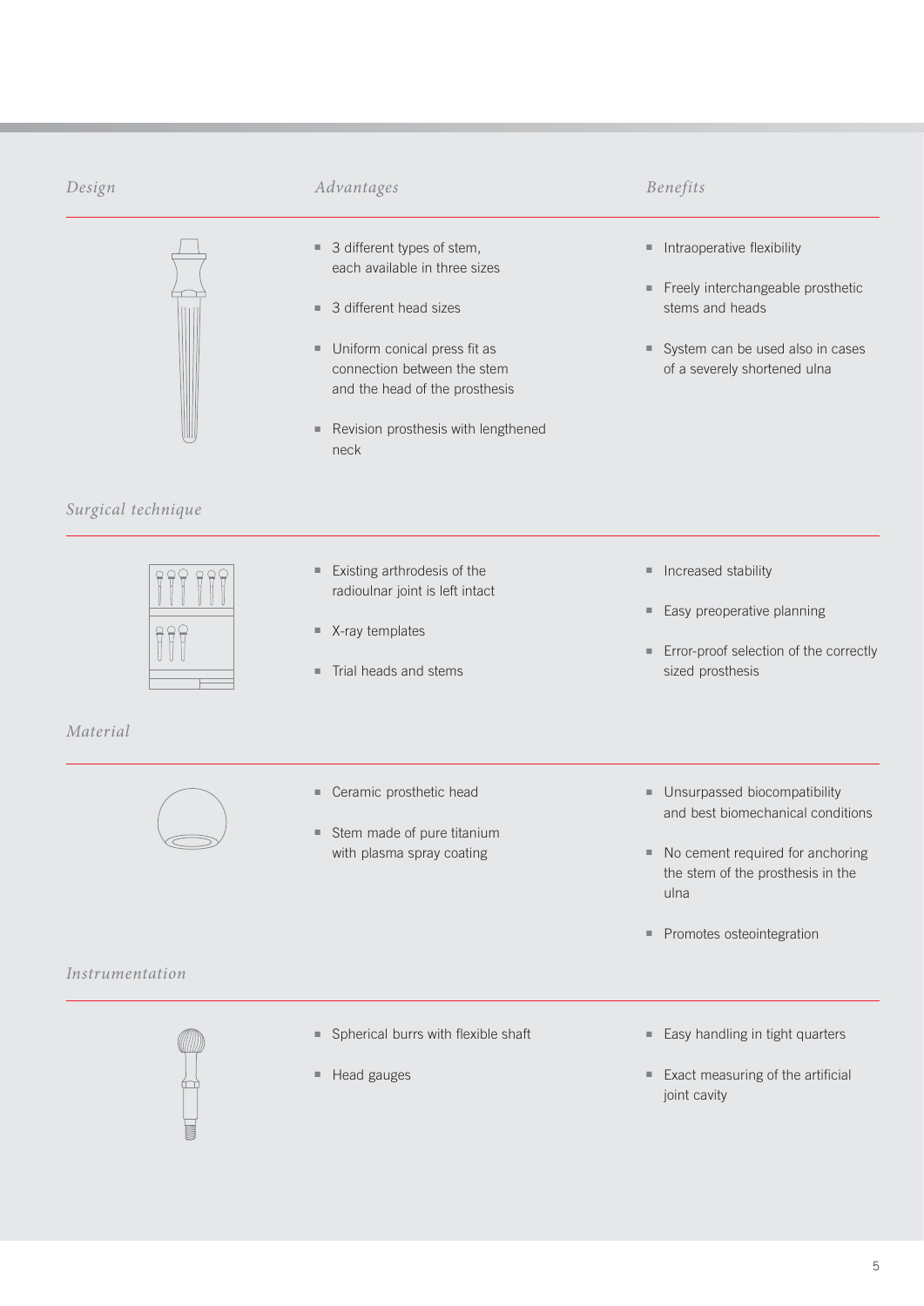| *Design* | *Advantages* | *Benefits* |
|---|---|---|
| | ▪ 3 different types of stem, each available in three sizes<br>▪ 3 different head sizes<br>▪ Uniform conical press fit as connection between the stem and the head of the prosthesis<br>▪ Revision prosthesis with lengthened neck | ▪ Intraoperative flexibility<br>▪ Freely interchangeable prosthetic stems and heads<br>▪ System can be used also in cases of a severely shortened ulna |
| *Surgical technique* | | |
| | ▪ Existing arthrodesis of the radioulnar joint is left intact<br>▪ X-ray templates<br>▪ Trial heads and stems | ▪ Increased stability<br>▪ Easy preoperative planning<br>▪ Error-proof selection of the correctly sized prosthesis |
| *Material* | | |
| | ▪ Ceramic prosthetic head<br>▪ Stem made of pure titanium with plasma spray coating | ▪ Unsurpassed biocompatibility and best biomechanical conditions<br>▪ No cement required for anchoring the stem of the prosthesis in the ulna<br>▪ Promotes osteointegration |
| *Instrumentation* | | |
| | ▪ Spherical burrs with flexible shaft<br>▪ Head gauges | ▪ Easy handling in tight quarters<br>▪ Exact measuring of the artificial joint cavity |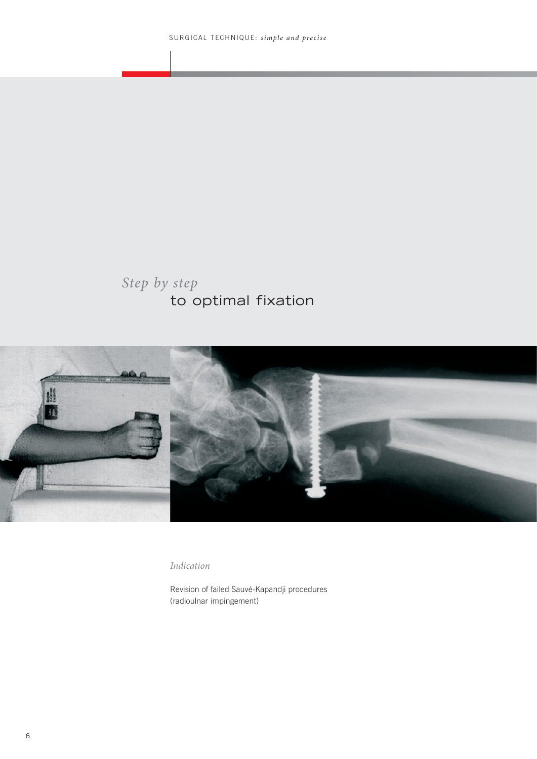## *Step by step* to optimal fixation

*Indication*

Revision of failed Sauvé-Kapandji procedures (radioulnar impingement)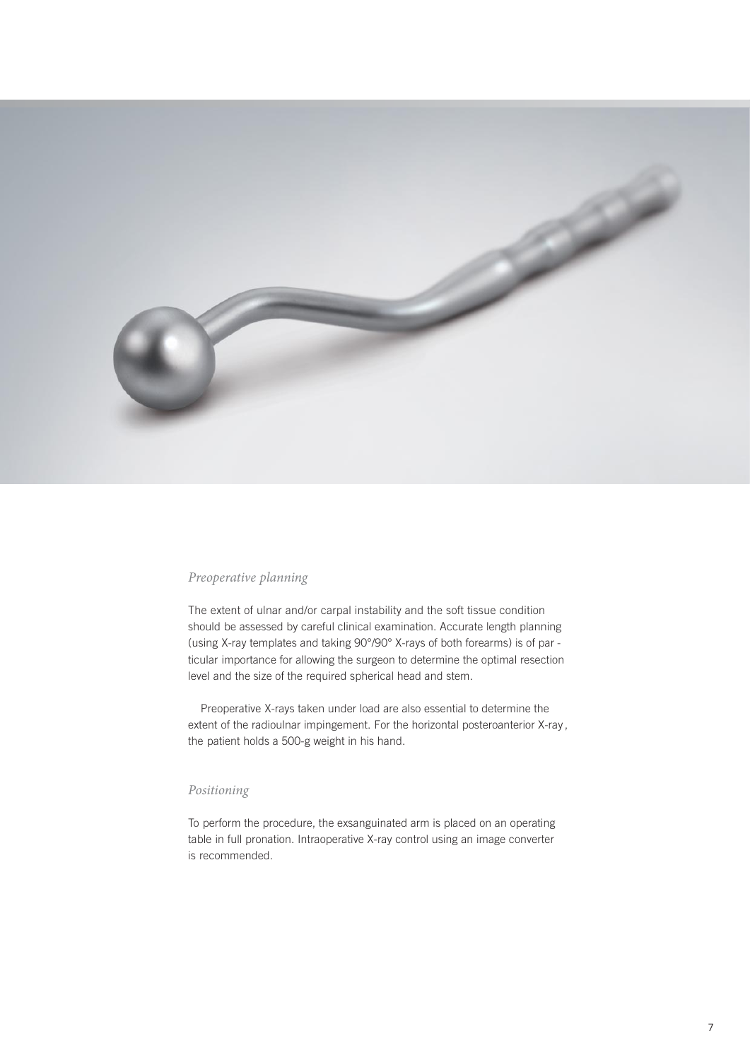*Preoperative planning*

The extent of ulnar and/or carpal instability and the soft tissue condition should be assessed by careful clinical examination. Accurate length planning (using X-ray templates and taking 90°/90° X-rays of both forearms) is of particular importance for allowing the surgeon to determine the optimal resection level and the size of the required spherical head and stem.

Preoperative X-rays taken under load are also essential to determine the extent of the radioulnar impingement. For the horizontal posteroanterior X-ray, the patient holds a 500-g weight in his hand.

*Positioning*

To perform the procedure, the exsanguinated arm is placed on an operating table in full pronation. Intraoperative X-ray control using an image converter is recommended.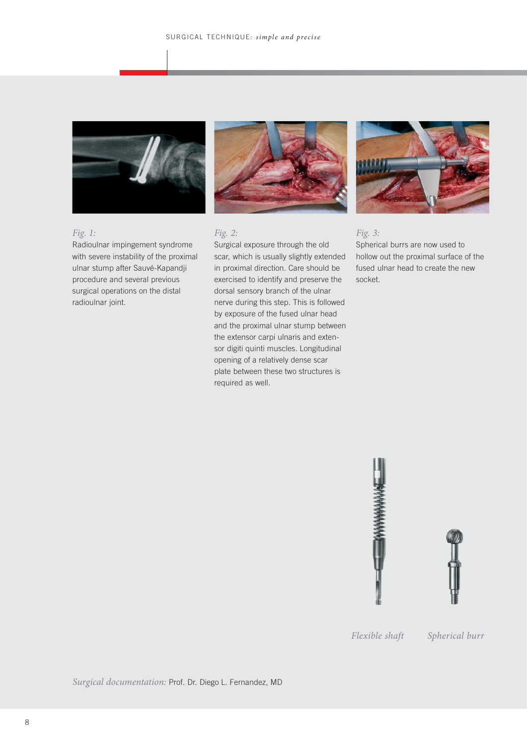*Fig. 1:*
Radioulnar impingement syndrome with severe instability of the proximal ulnar stump after Sauvé-Kapandji procedure and several previous surgical operations on the distal radioulnar joint.

*Fig. 2:*
Surgical exposure through the old scar, which is usually slightly extended in proximal direction. Care should be exercised to identify and preserve the dorsal sensory branch of the ulnar nerve during this step. This is followed by exposure of the fused ulnar head and the proximal ulnar stump between the extensor carpi ulnaris and extensor digiti quinti muscles. Longitudinal opening of a relatively dense scar plate between these two structures is required as well.

*Fig. 3:*
Spherical burrs are now used to hollow out the proximal surface of the fused ulnar head to create the new socket.

*Flexible shaft* *Spherical burr*

*Surgical documentation:* Prof. Dr. Diego L. Fernandez, MD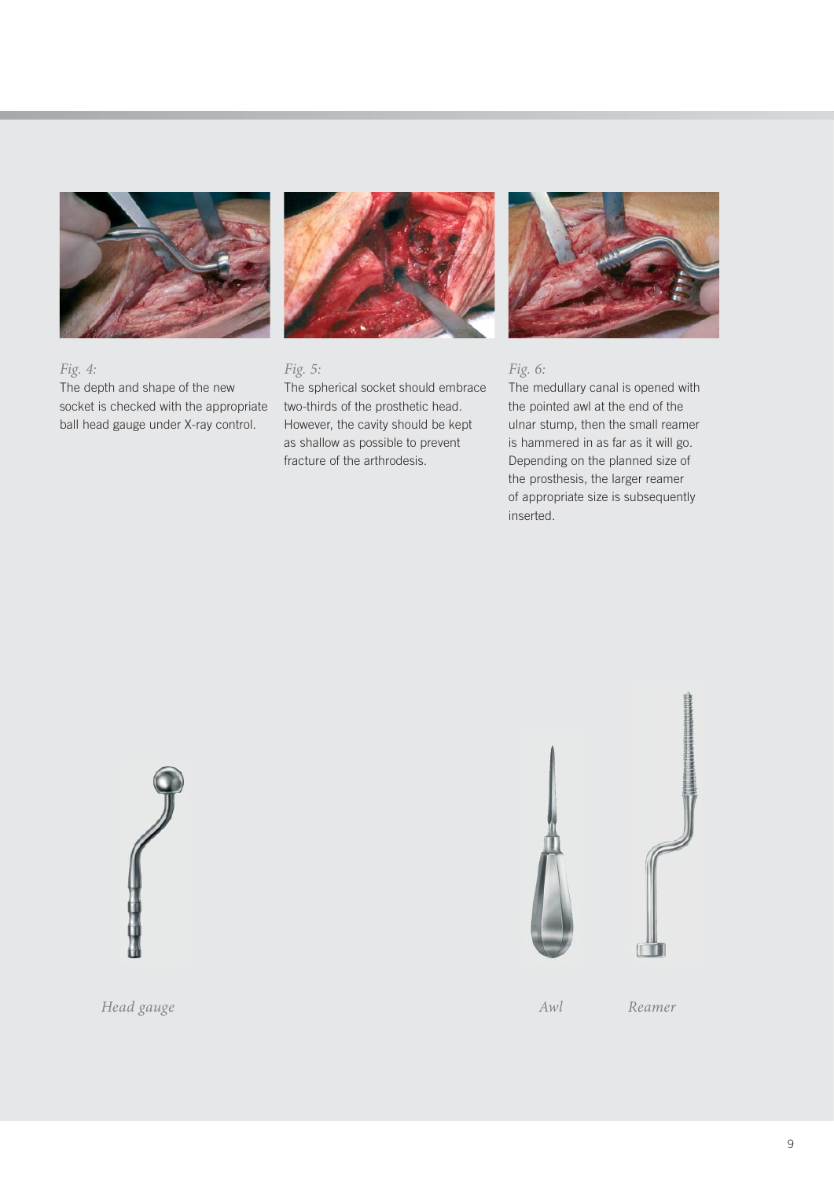*Fig. 4:*
The depth and shape of the new socket is checked with the appropriate ball head gauge under X-ray control.

*Fig. 5:*
The spherical socket should embrace two-thirds of the prosthetic head. However, the cavity should be kept as shallow as possible to prevent fracture of the arthrodesis.

*Fig. 6:*
The medullary canal is opened with the pointed awl at the end of the ulnar stump, then the small reamer is hammered in as far as it will go. Depending on the planned size of the prosthesis, the larger reamer of appropriate size is subsequently inserted.

*Head gauge*

*Awl*

*Reamer*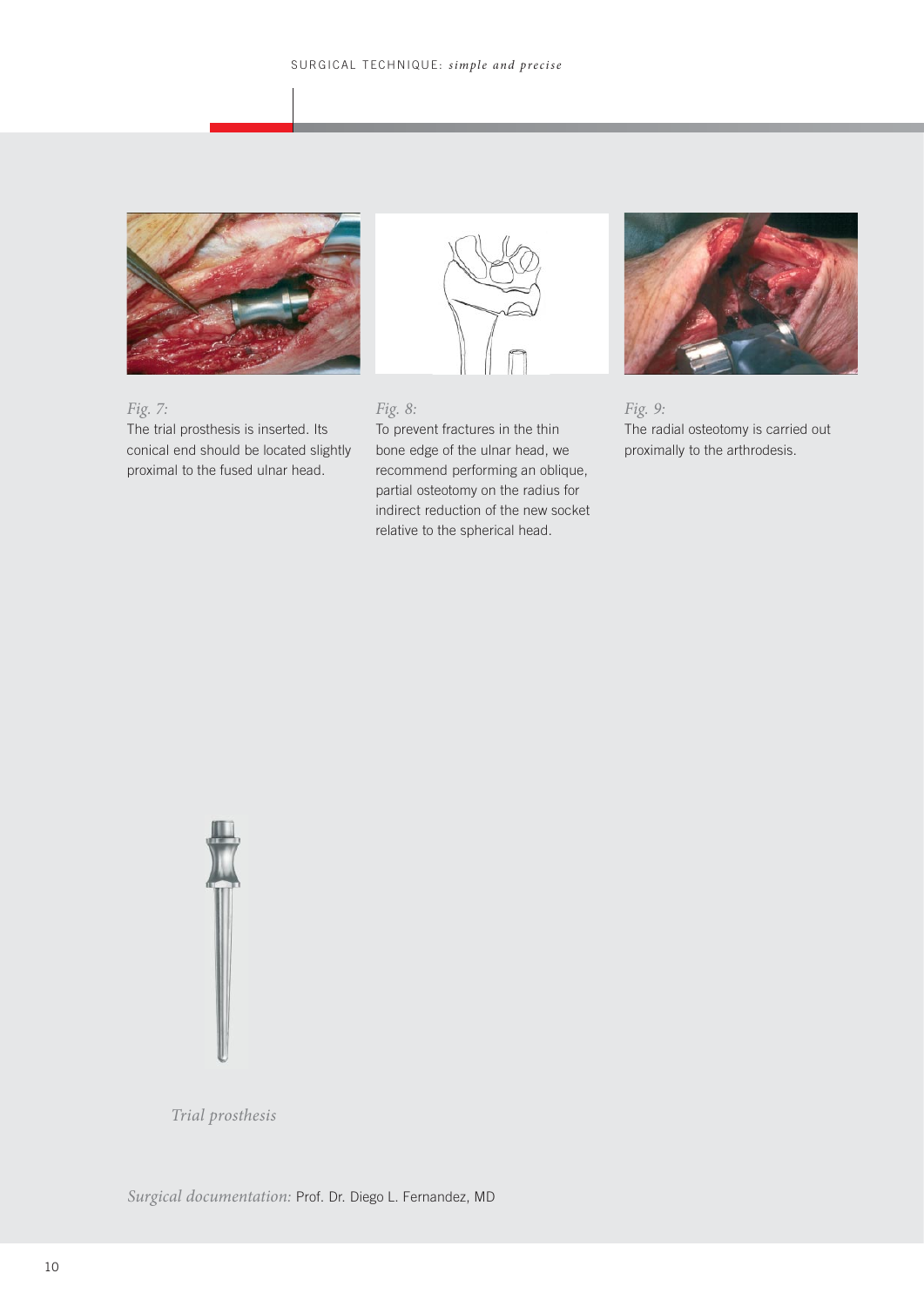*Fig. 7:*
The trial prosthesis is inserted. Its conical end should be located slightly proximal to the fused ulnar head.

*Fig. 8:*
To prevent fractures in the thin bone edge of the ulnar head, we recommend performing an oblique, partial osteotomy on the radius for indirect reduction of the new socket relative to the spherical head.

*Fig. 9:*
The radial osteotomy is carried out proximally to the arthrodesis.

*Trial prosthesis*

*Surgical documentation:* Prof. Dr. Diego L. Fernandez, MD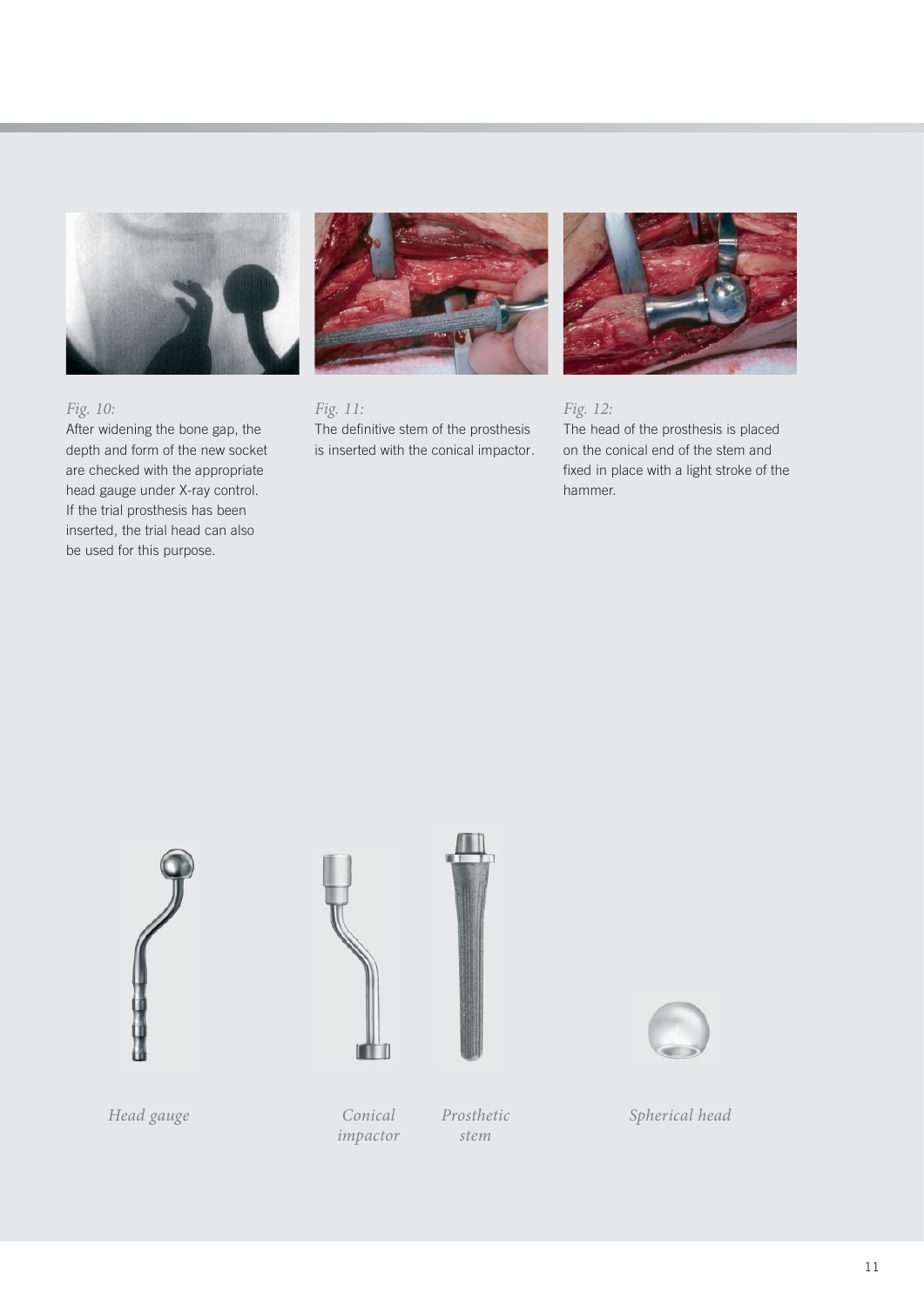*Fig. 10:*
After widening the bone gap, the depth and form of the new socket are checked with the appropriate head gauge under X-ray control. If the trial prosthesis has been inserted, the trial head can also be used for this purpose.

*Fig. 11:*
The definitive stem of the prosthesis is inserted with the conical impactor.

*Fig. 12:*
The head of the prosthesis is placed on the conical end of the stem and fixed in place with a light stroke of the hammer.

*Head gauge*

*Conical impactor*

*Prosthetic stem*

*Spherical head*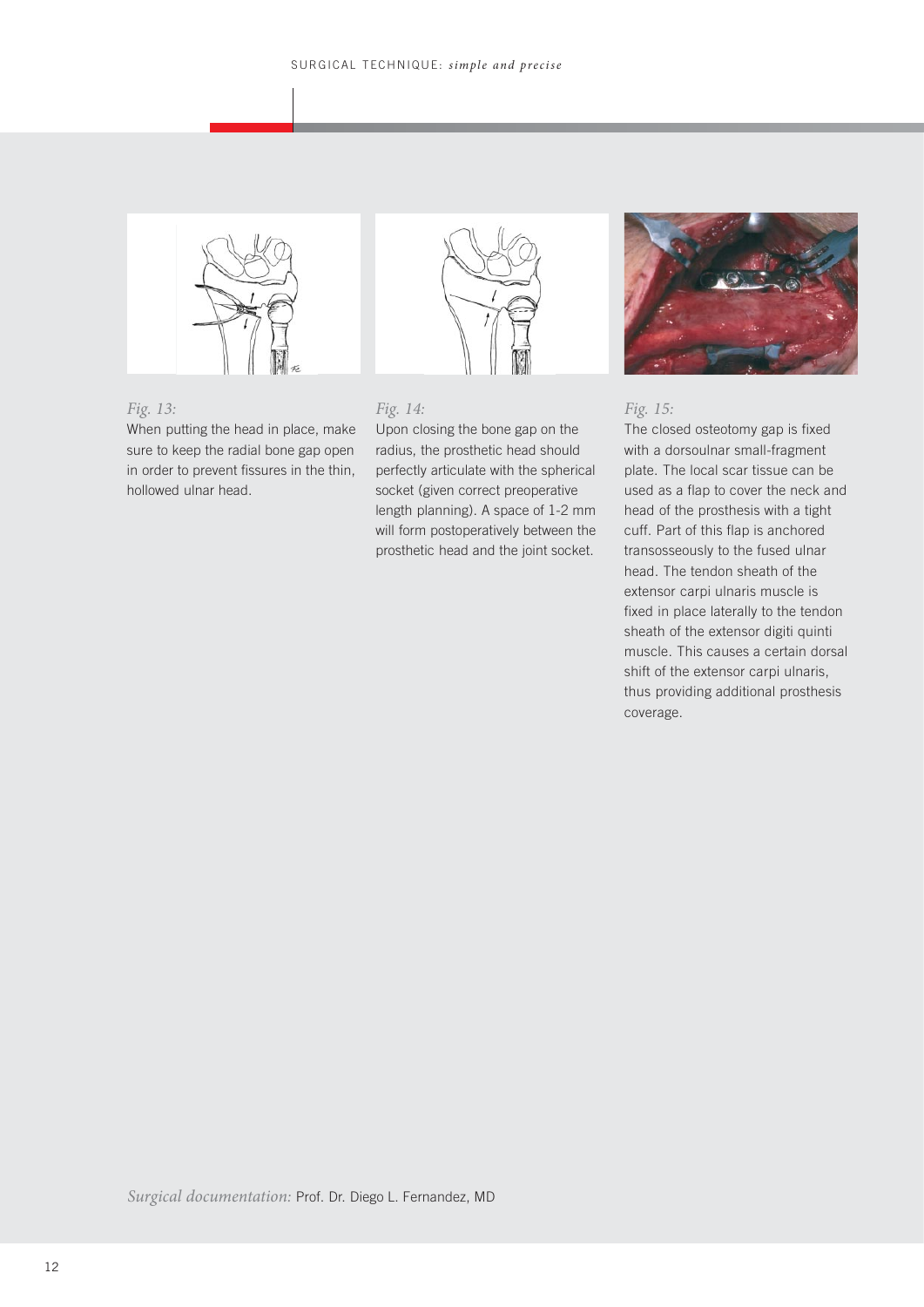*Fig. 13:*
When putting the head in place, make sure to keep the radial bone gap open in order to prevent fissures in the thin, hollowed ulnar head.

*Fig. 14:*
Upon closing the bone gap on the radius, the prosthetic head should perfectly articulate with the spherical socket (given correct preoperative length planning). A space of 1-2 mm will form postoperatively between the prosthetic head and the joint socket.

*Fig. 15:*
The closed osteotomy gap is fixed with a dorsoulnar small-fragment plate. The local scar tissue can be used as a flap to cover the neck and head of the prosthesis with a tight cuff. Part of this flap is anchored transosseously to the fused ulnar head. The tendon sheath of the extensor carpi ulnaris muscle is fixed in place laterally to the tendon sheath of the extensor digiti quinti muscle. This causes a certain dorsal shift of the extensor carpi ulnaris, thus providing additional prosthesis coverage.

*Surgical documentation:* Prof. Dr. Diego L. Fernandez, MD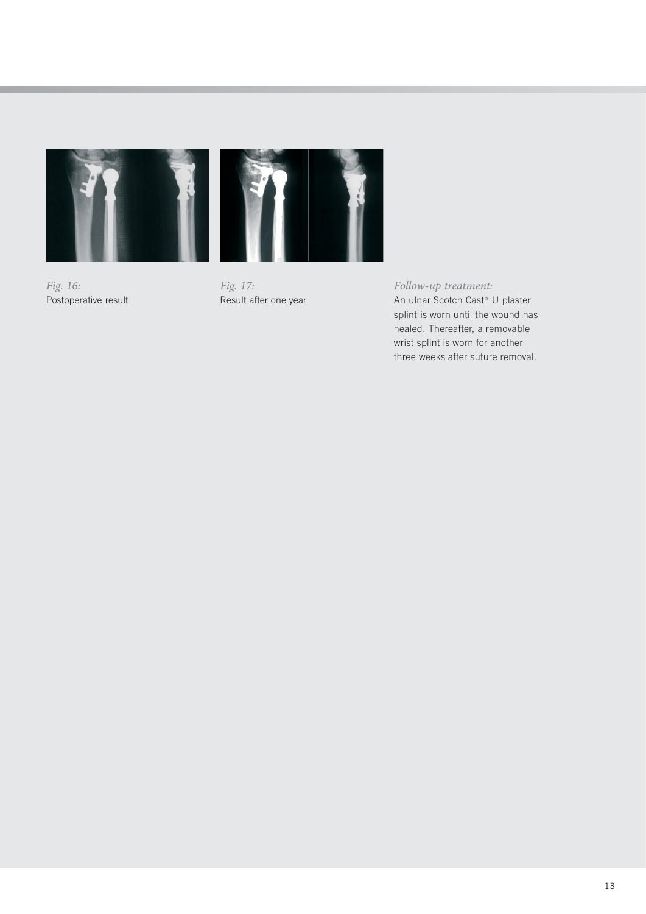*Fig. 16:*
Postoperative result

*Fig. 17:*
Result after one year

*Follow-up treatment:*
An ulnar Scotch Cast® U plaster splint is worn until the wound has healed. Thereafter, a removable wrist splint is worn for another three weeks after suture removal.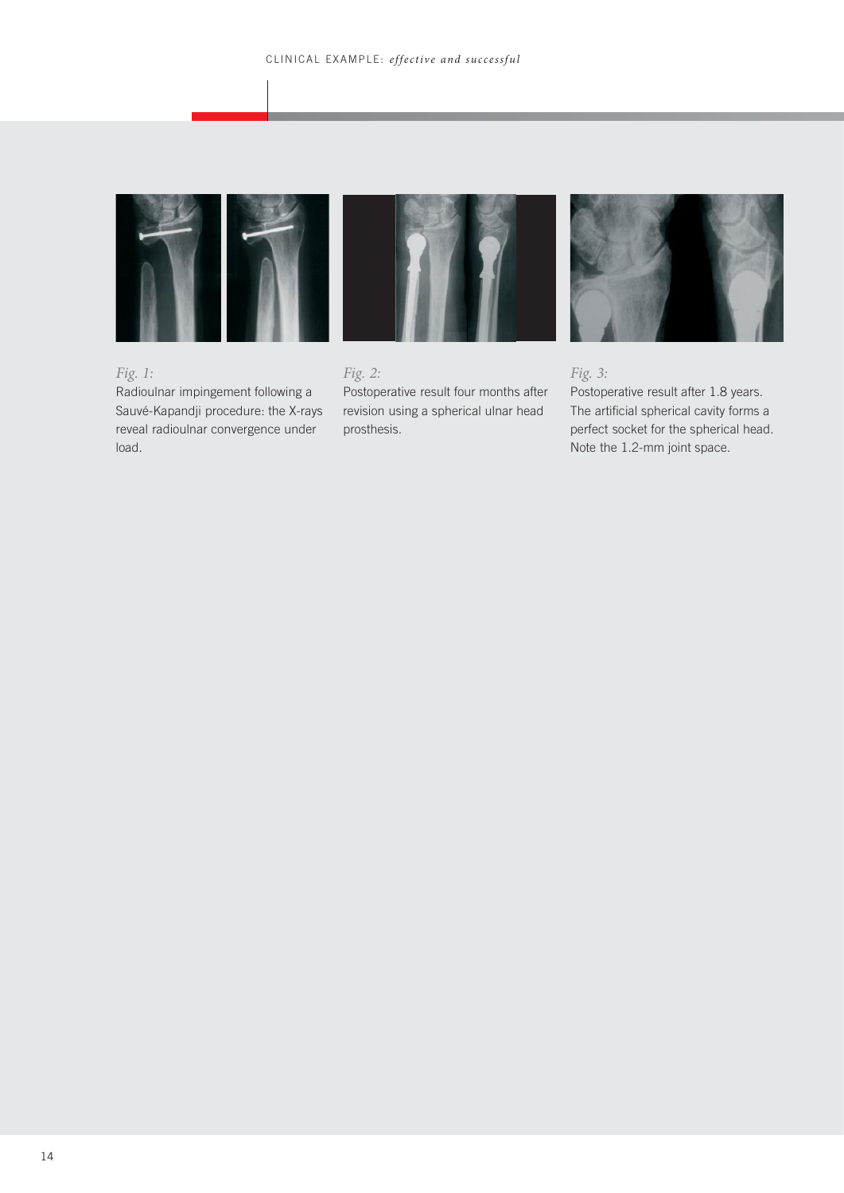*Fig. 1:*
Radioulnar impingement following a Sauvé-Kapandji procedure: the X-rays reveal radioulnar convergence under load.

*Fig. 2:*
Postoperative result four months after revision using a spherical ulnar head prosthesis.

*Fig. 3:*
Postoperative result after 1.8 years. The artificial spherical cavity forms a perfect socket for the spherical head. Note the 1.2-mm joint space.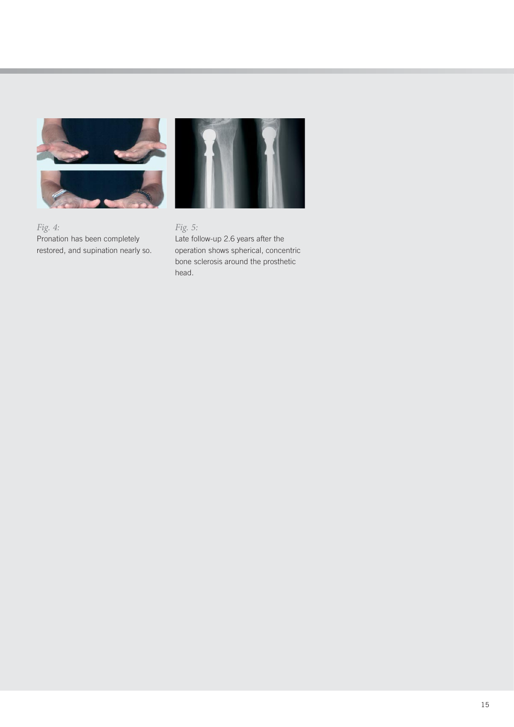*Fig. 4:*
Pronation has been completely restored, and supination nearly so.

*Fig. 5:*
Late follow-up 2.6 years after the operation shows spherical, concentric bone sclerosis around the prosthetic head.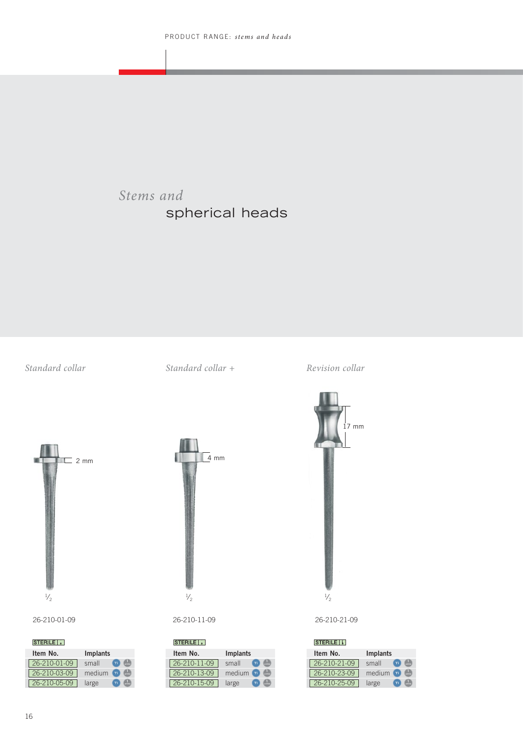# *Stems and* spherical heads

*Standard collar*

2 mm

½

26-210-01-09

STERILE

| Item No. | Implants |
|---|---|
| 26-210-01-09 | small |
| 26-210-03-09 | medium |
| 26-210-05-09 | large |

*Standard collar +*

4 mm

½

26-210-11-09

STERILE

| Item No. | Implants |
|---|---|
| 26-210-11-09 | small |
| 26-210-13-09 | medium |
| 26-210-15-09 | large |

*Revision collar*

17 mm

½

26-210-21-09

STERILE

| Item No. | Implants |
|---|---|
| 26-210-21-09 | small |
| 26-210-23-09 | medium |
| 26-210-25-09 | large |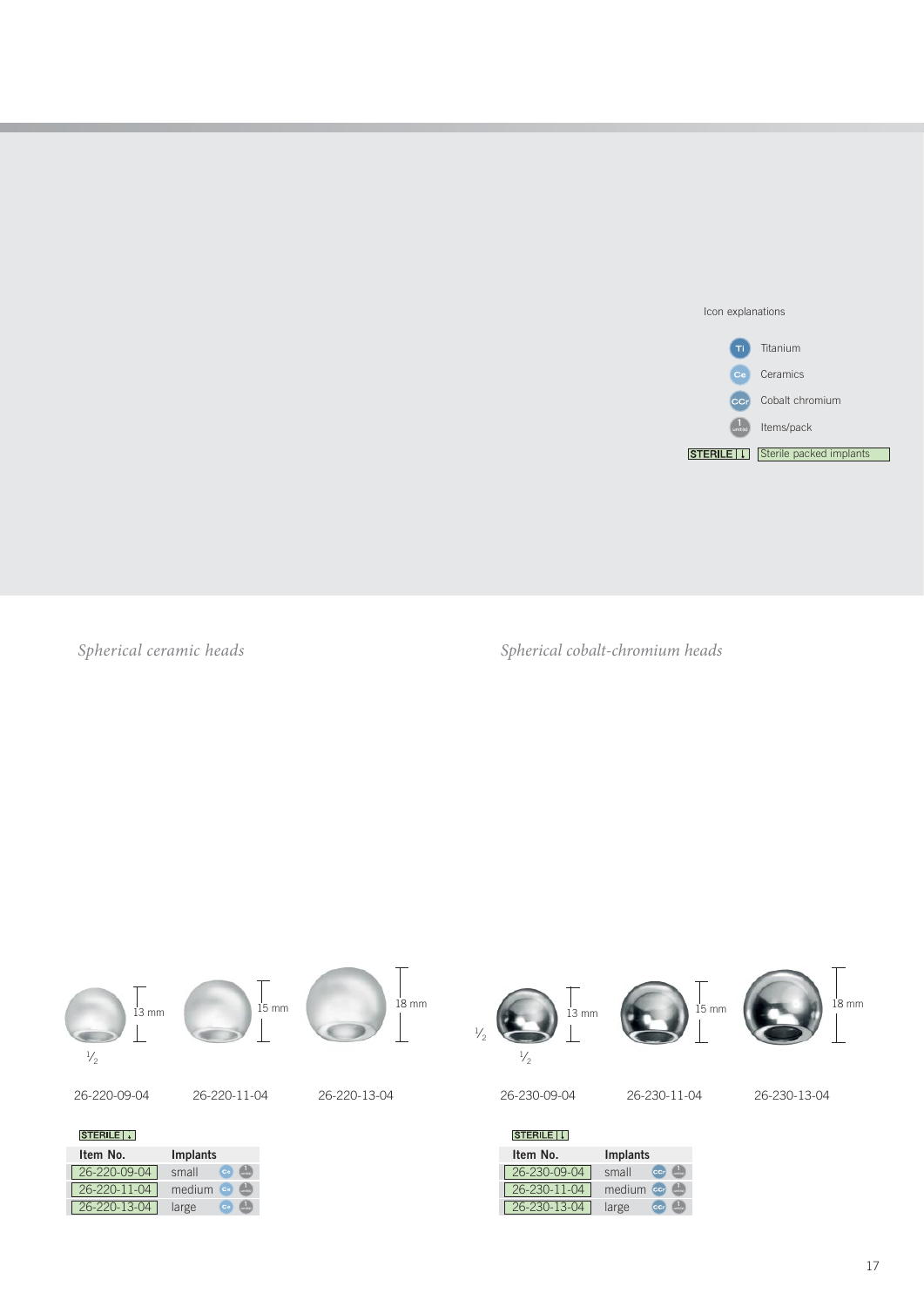Icon explanations

- Ti — Titanium
- Ce — Ceramics
- CCr — Cobalt chromium
- 1 — Items/pack
- STERILE — Sterile packed implants

*Spherical ceramic heads*

13 mm — 26-220-09-04 (½)

15 mm — 26-220-11-04

18 mm — 26-220-13-04

STERILE

| Item No. | Implants |
| --- | --- |
| 26-220-09-04 | small Ce 1 |
| 26-220-11-04 | medium Ce 1 |
| 26-220-13-04 | large Ce 1 |

*Spherical cobalt-chromium heads*

13 mm — 26-230-09-04 (½)

15 mm — 26-230-11-04

18 mm — 26-230-13-04

STERILE

| Item No. | Implants |
| --- | --- |
| 26-230-09-04 | small CCr 1 |
| 26-230-11-04 | medium CCr 1 |
| 26-230-13-04 | large CCr 1 |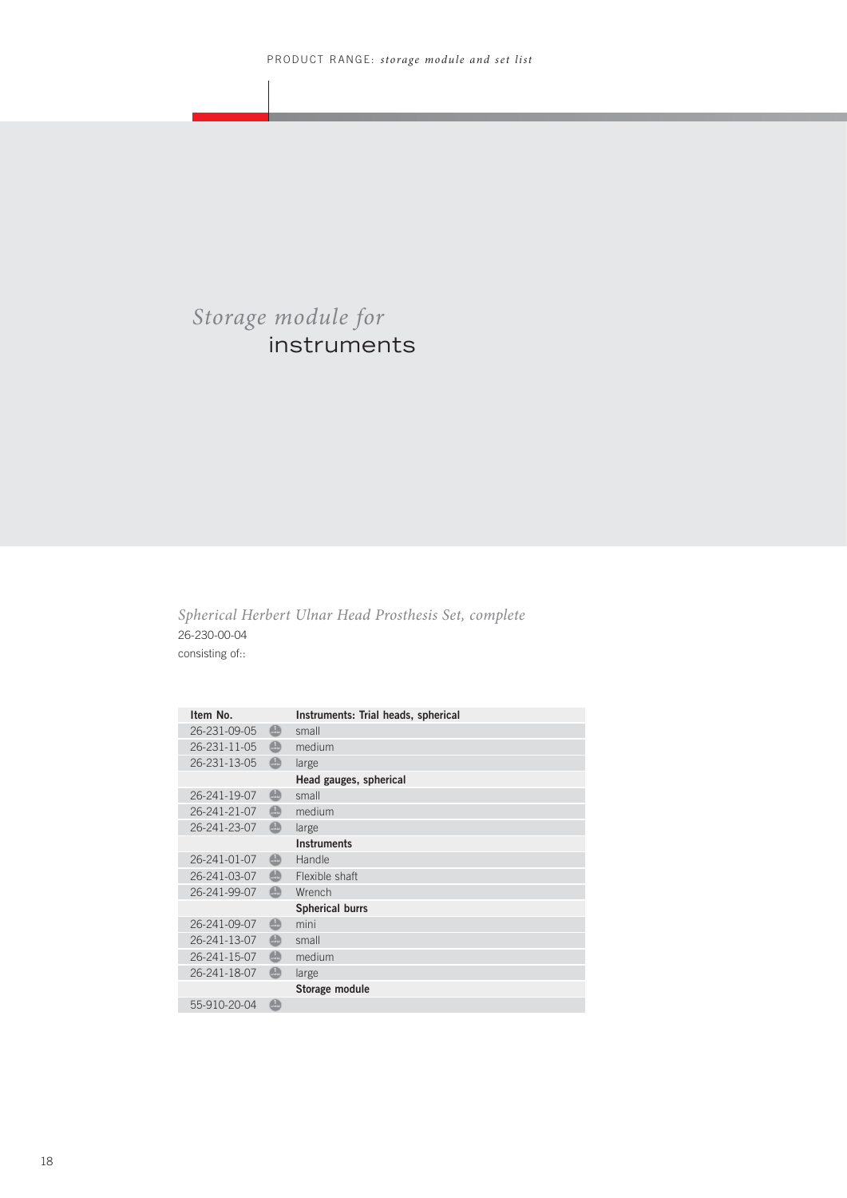# *Storage module for* instruments

*Spherical Herbert Ulnar Head Prosthesis Set, complete*
26-230-00-04
consisting of::

| Item No. | Instruments: Trial heads, spherical |
|---|---|
| 26-231-09-05 | small |
| 26-231-11-05 | medium |
| 26-231-13-05 | large |
| | **Head gauges, spherical** |
| 26-241-19-07 | small |
| 26-241-21-07 | medium |
| 26-241-23-07 | large |
| | **Instruments** |
| 26-241-01-07 | Handle |
| 26-241-03-07 | Flexible shaft |
| 26-241-99-07 | Wrench |
| | **Spherical burrs** |
| 26-241-09-07 | mini |
| 26-241-13-07 | small |
| 26-241-15-07 | medium |
| 26-241-18-07 | large |
| | **Storage module** |
| 55-910-20-04 | |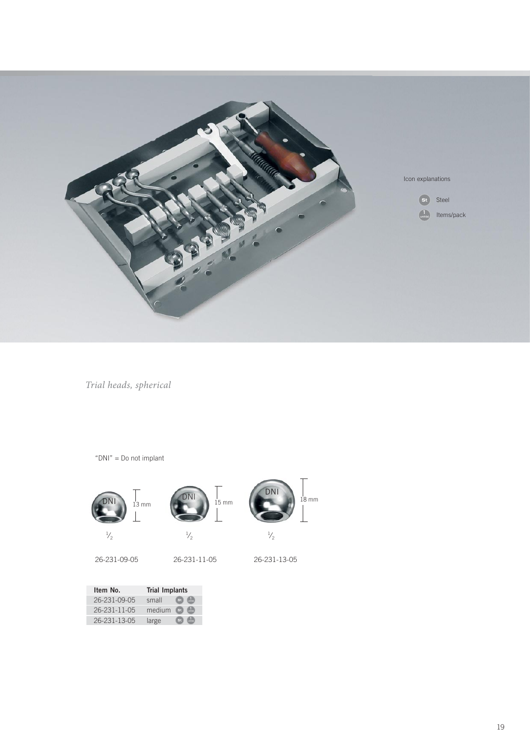Icon explanations

St Steel

1 Items/pack

*Trial heads, spherical*

"DNI" = Do not implant

DNI 13 mm ½ 26-231-09-05

DNI 15 mm ½ 26-231-11-05

DNI 18 mm ½ 26-231-13-05

| Item No. | Trial Implants | |
|---|---|---|
| 26-231-09-05 | small | St 1 |
| 26-231-11-05 | medium | St 1 |
| 26-231-13-05 | large | St 1 |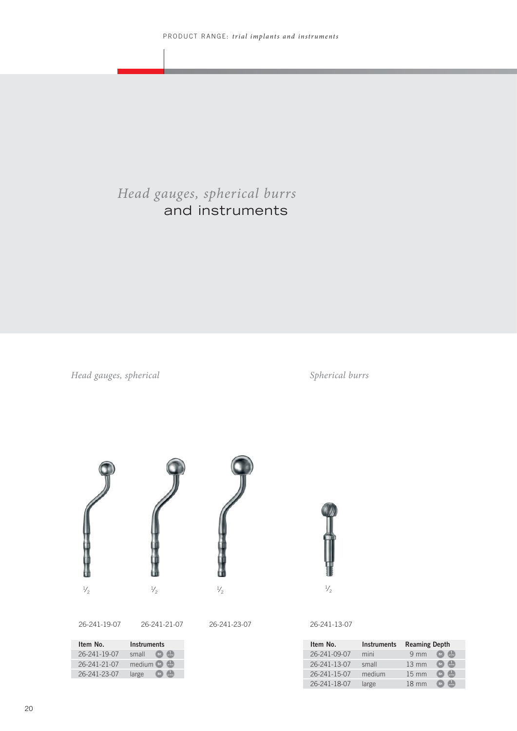# *Head gauges, spherical burrs* and instruments

## *Head gauges, spherical*

½ ½ ½

26-241-19-07 26-241-21-07 26-241-23-07

| Item No. | Instruments |
|---|---|
| 26-241-19-07 | small |
| 26-241-21-07 | medium |
| 26-241-23-07 | large |

## *Spherical burrs*

½

26-241-13-07

| Item No. | Instruments | Reaming Depth |
|---|---|---|
| 26-241-09-07 | mini | 9 mm |
| 26-241-13-07 | small | 13 mm |
| 26-241-15-07 | medium | 15 mm |
| 26-241-18-07 | large | 18 mm |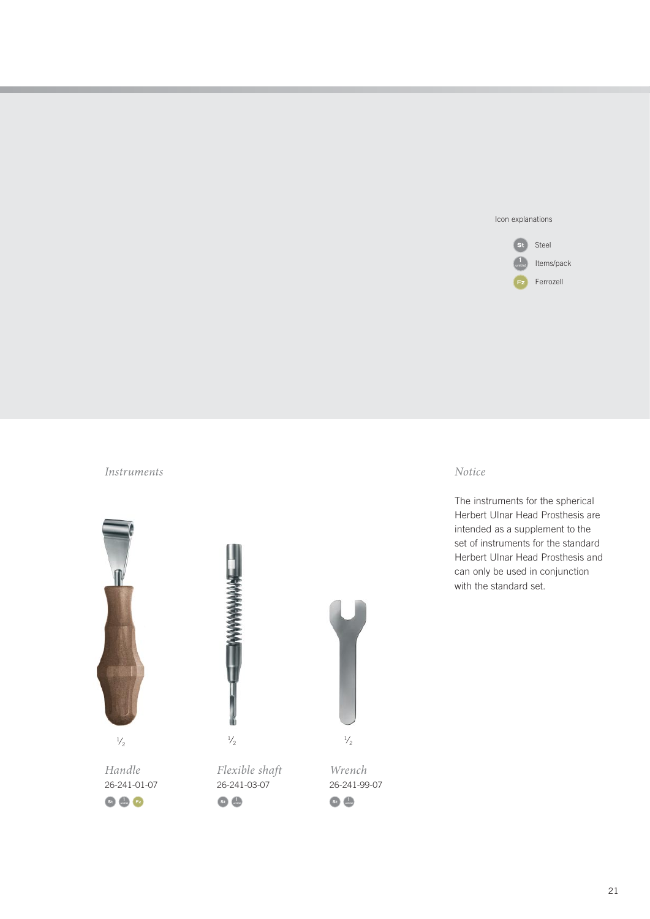Icon explanations

- St — Steel
- 1 — Items/pack
- Fz — Ferrozell

*Instruments*

½

*Handle*
26-241-01-07

½

*Flexible shaft*
26-241-03-07

½

*Wrench*
26-241-99-07

*Notice*

The instruments for the spherical Herbert Ulnar Head Prosthesis are intended as a supplement to the set of instruments for the standard Herbert Ulnar Head Prosthesis and can only be used in conjunction with the standard set.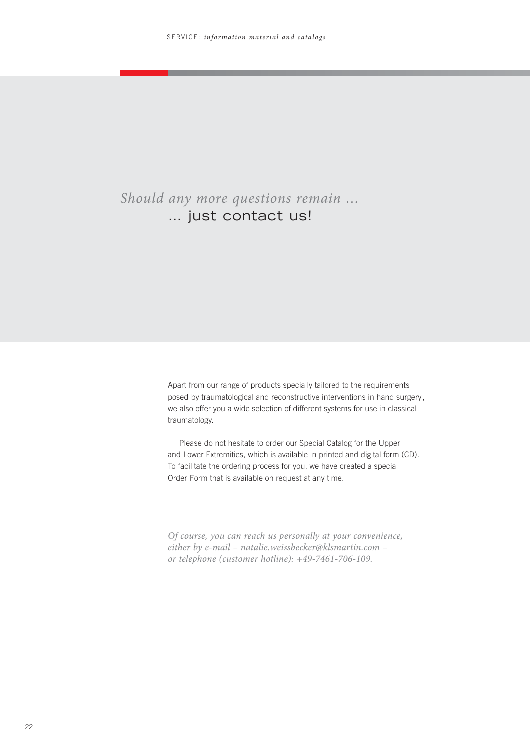*Should any more questions remain ...*
... just contact us!

Apart from our range of products specially tailored to the requirements posed by traumatological and reconstructive interventions in hand surgery, we also offer you a wide selection of different systems for use in classical traumatology.

Please do not hesitate to order our Special Catalog for the Upper and Lower Extremities, which is available in printed and digital form (CD). To facilitate the ordering process for you, we have created a special Order Form that is available on request at any time.

*Of course, you can reach us personally at your convenience, either by e-mail – natalie.weissbecker@klsmartin.com – or telephone (customer hotline): +49-7461-706-109.*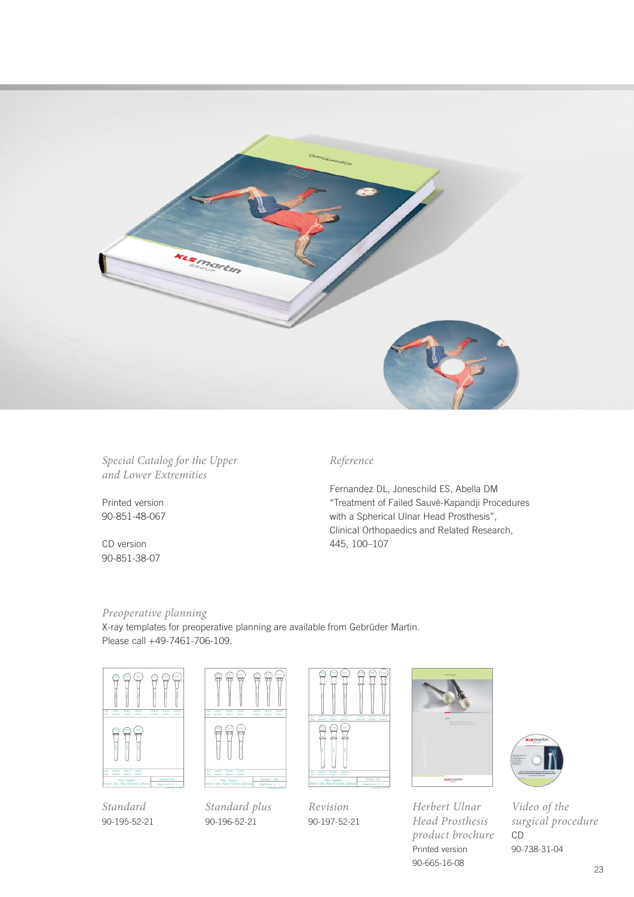*Special Catalog for the Upper and Lower Extremities*

Printed version
90-851-48-067

CD version
90-851-38-07

*Reference*

Fernandez DL, Joneschild ES, Abella DM
"Treatment of Failed Sauvé-Kapandji Procedures with a Spherical Ulnar Head Prosthesis",
Clinical Orthopaedics and Related Research,
445, 100–107

*Preoperative planning*

X-ray templates for preoperative planning are available from Gebrüder Martin.
Please call +49-7461-706-109.

*Standard*
90-195-52-21

*Standard plus*
90-196-52-21

*Revision*
90-197-52-21

*Herbert Ulnar Head Prosthesis product brochure*
Printed version
90-665-16-08

*Video of the surgical procedure*
CD
90-738-31-04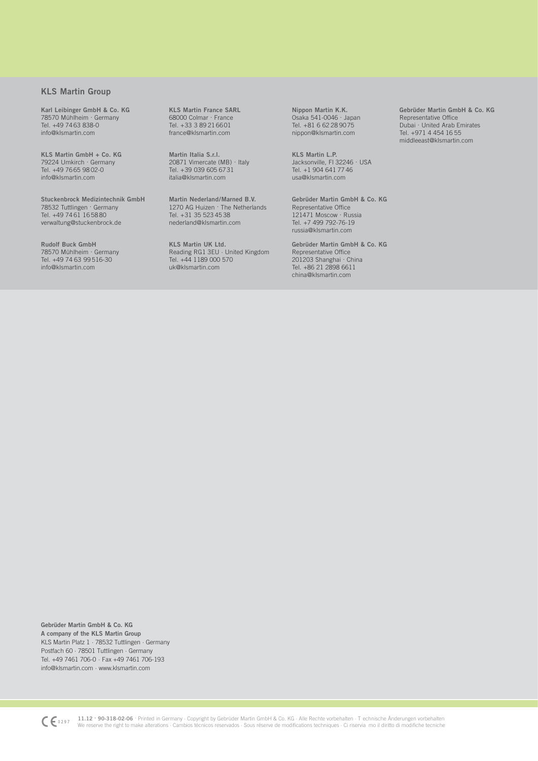## KLS Martin Group

**Karl Leibinger GmbH & Co. KG**
78570 Mühlheim · Germany
Tel. +49 7463 838-0
info@klsmartin.com

**KLS Martin GmbH + Co. KG**
79224 Umkirch · Germany
Tel. +49 7665 9802-0
info@klsmartin.com

**Stuckenbrock Medizintechnik GmbH**
78532 Tuttlingen · Germany
Tel. +49 7461 165880
verwaltung@stuckenbrock.de

**Rudolf Buck GmbH**
78570 Mühlheim · Germany
Tel. +49 7463 99516-30
info@klsmartin.com

**KLS Martin France SARL**
68000 Colmar · France
Tel. +33 3 89 21 66 01
france@klsmartin.com

**Martin Italia S.r.l.**
20871 Vimercate (MB) · Italy
Tel. +39 039 605 67 31
italia@klsmartin.com

**Martin Nederland/Marned B.V.**
1270 AG Huizen · The Netherlands
Tel. +31 35 523 45 38
nederland@klsmartin.com

**KLS Martin UK Ltd.**
Reading RG1 3EU · United Kingdom
Tel. +44 1189 000 570
uk@klsmartin.com

**Nippon Martin K.K.**
Osaka 541-0046 · Japan
Tel. +81 6 62 28 90 75
nippon@klsmartin.com

**KLS Martin L.P.**
Jacksonville, Fl 32246 · USA
Tel. +1 904 641 77 46
usa@klsmartin.com

**Gebrüder Martin GmbH & Co. KG**
Representative Office
121471 Moscow · Russia
Tel. +7 499 792-76-19
russia@klsmartin.com

**Gebrüder Martin GmbH & Co. KG**
Representative Office
201203 Shanghai · China
Tel. +86 21 2898 6611
china@klsmartin.com

**Gebrüder Martin GmbH & Co. KG**
Representative Office
Dubai · United Arab Emirates
Tel. +971 4 454 16 55
middleeast@klsmartin.com

**Gebrüder Martin GmbH & Co. KG**
**A company of the KLS Martin Group**
KLS Martin Platz 1 · 78532 Tuttlingen · Germany
Postfach 60 · 78501 Tuttlingen · Germany
Tel. +49 7461 706-0 · Fax +49 7461 706-193
info@klsmartin.com · www.klsmartin.com

CE 0297 **11.12 · 90-318-02-06** · Printed in Germany · Copyright by Gebrüder Martin GmbH & Co. KG · Alle Rechte vorbehalten · Technische Änderungen vorbehalten
We reserve the right to make alterations · Cambios técnicos reservados · Sous réserve de modifications techniques · Ci riservia mo il diritto di modifiche tecniche